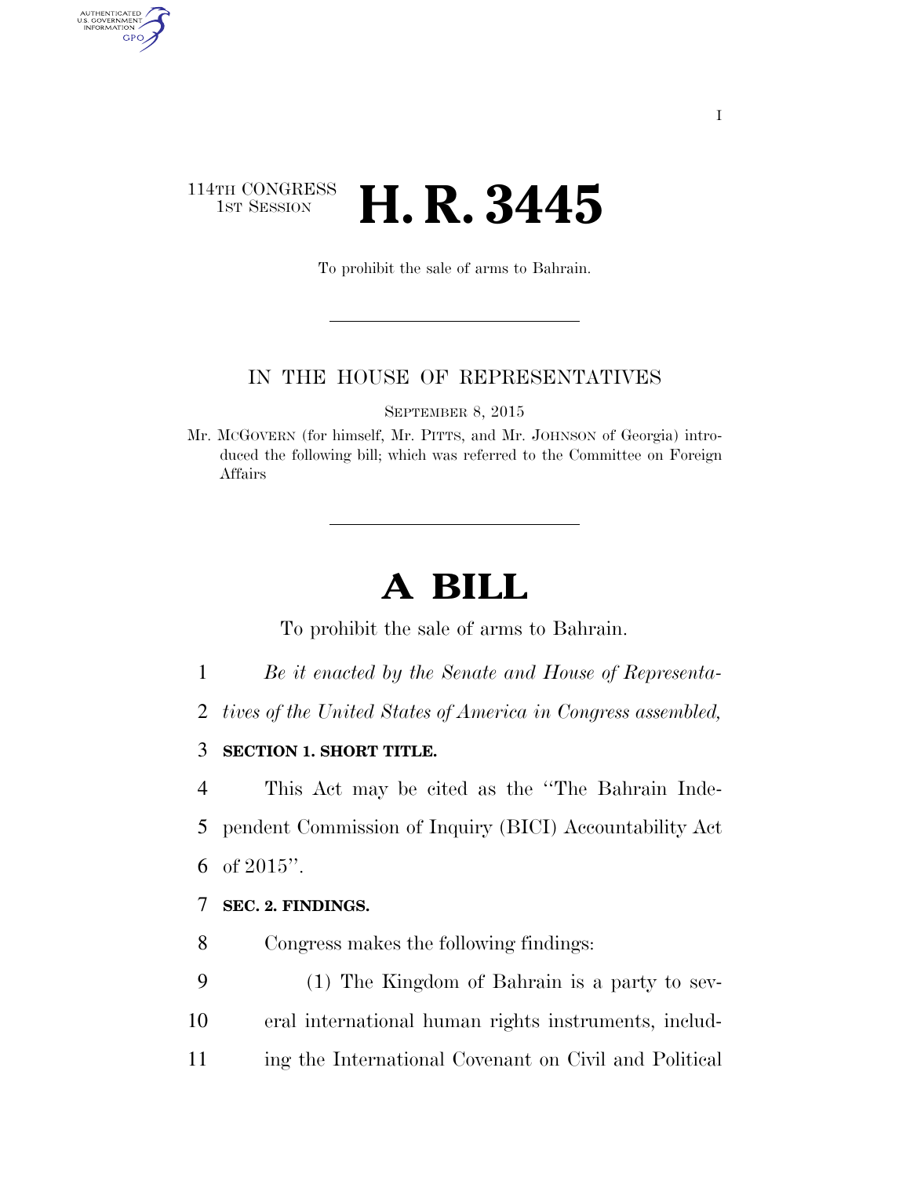114TH CONGRESS
1ST SESSION

# H. R. 3445

To prohibit the sale of arms to Bahrain.

IN THE HOUSE OF REPRESENTATIVES

SEPTEMBER 8, 2015

Mr. MCGOVERN (for himself, Mr. PITTS, and Mr. JOHNSON of Georgia) introduced the following bill; which was referred to the Committee on Foreign Affairs

# A BILL

To prohibit the sale of arms to Bahrain.

*Be it enacted by the Senate and House of Representatives of the United States of America in Congress assembled,*

**SECTION 1. SHORT TITLE.**

This Act may be cited as the "The Bahrain Independent Commission of Inquiry (BICI) Accountability Act of 2015".

**SEC. 2. FINDINGS.**

Congress makes the following findings:

(1) The Kingdom of Bahrain is a party to several international human rights instruments, including the International Covenant on Civil and Political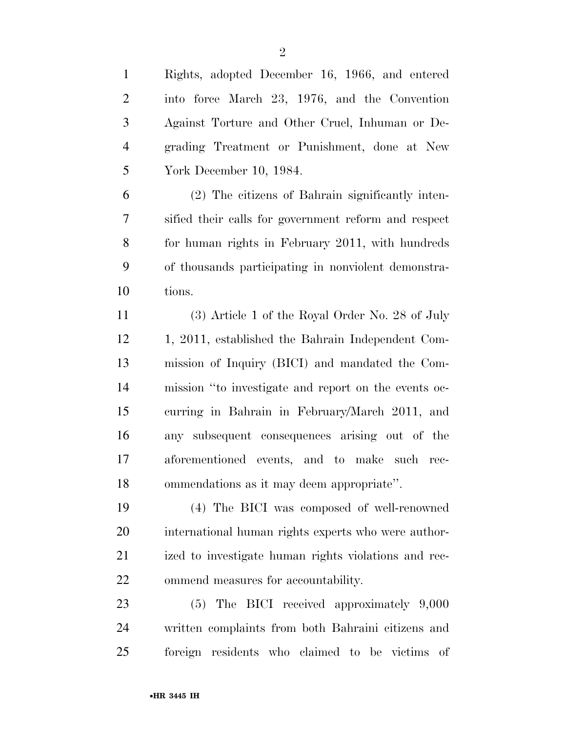Rights, adopted December 16, 1966, and entered into force March 23, 1976, and the Convention Against Torture and Other Cruel, Inhuman or Degrading Treatment or Punishment, done at New York December 10, 1984.

(2) The citizens of Bahrain significantly intensified their calls for government reform and respect for human rights in February 2011, with hundreds of thousands participating in nonviolent demonstrations.

(3) Article 1 of the Royal Order No. 28 of July 1, 2011, established the Bahrain Independent Commission of Inquiry (BICI) and mandated the Commission "to investigate and report on the events occurring in Bahrain in February/March 2011, and any subsequent consequences arising out of the aforementioned events, and to make such recommendations as it may deem appropriate".

(4) The BICI was composed of well-renowned international human rights experts who were authorized to investigate human rights violations and recommend measures for accountability.

(5) The BICI received approximately 9,000 written complaints from both Bahraini citizens and foreign residents who claimed to be victims of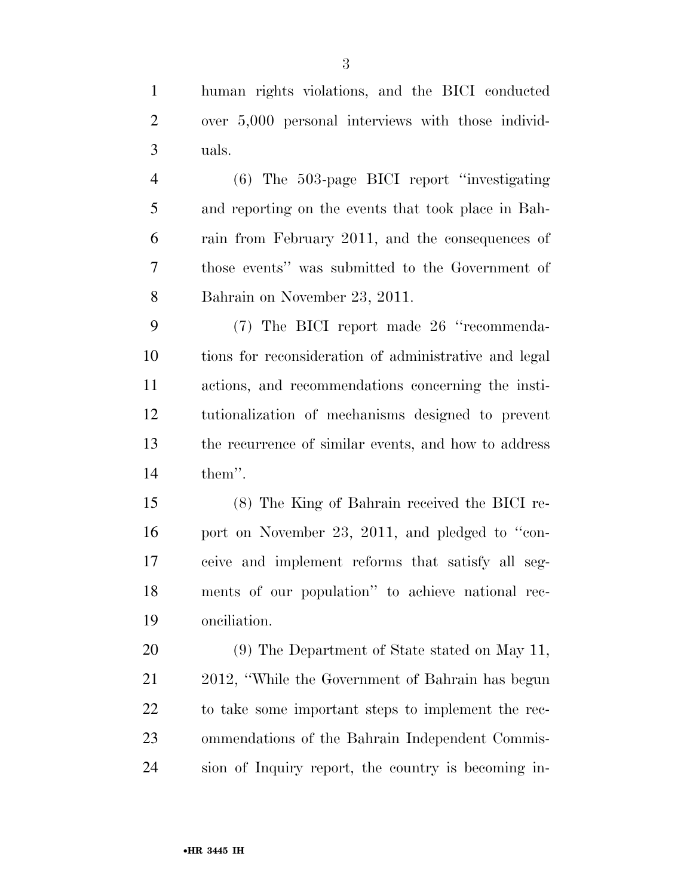human rights violations, and the BICI conducted over 5,000 personal interviews with those individuals.

(6) The 503-page BICI report "investigating and reporting on the events that took place in Bahrain from February 2011, and the consequences of those events" was submitted to the Government of Bahrain on November 23, 2011.

(7) The BICI report made 26 "recommendations for reconsideration of administrative and legal actions, and recommendations concerning the institutionalization of mechanisms designed to prevent the recurrence of similar events, and how to address them".

(8) The King of Bahrain received the BICI report on November 23, 2011, and pledged to "conceive and implement reforms that satisfy all segments of our population" to achieve national reconciliation.

(9) The Department of State stated on May 11, 2012, "While the Government of Bahrain has begun to take some important steps to implement the recommendations of the Bahrain Independent Commission of Inquiry report, the country is becoming in-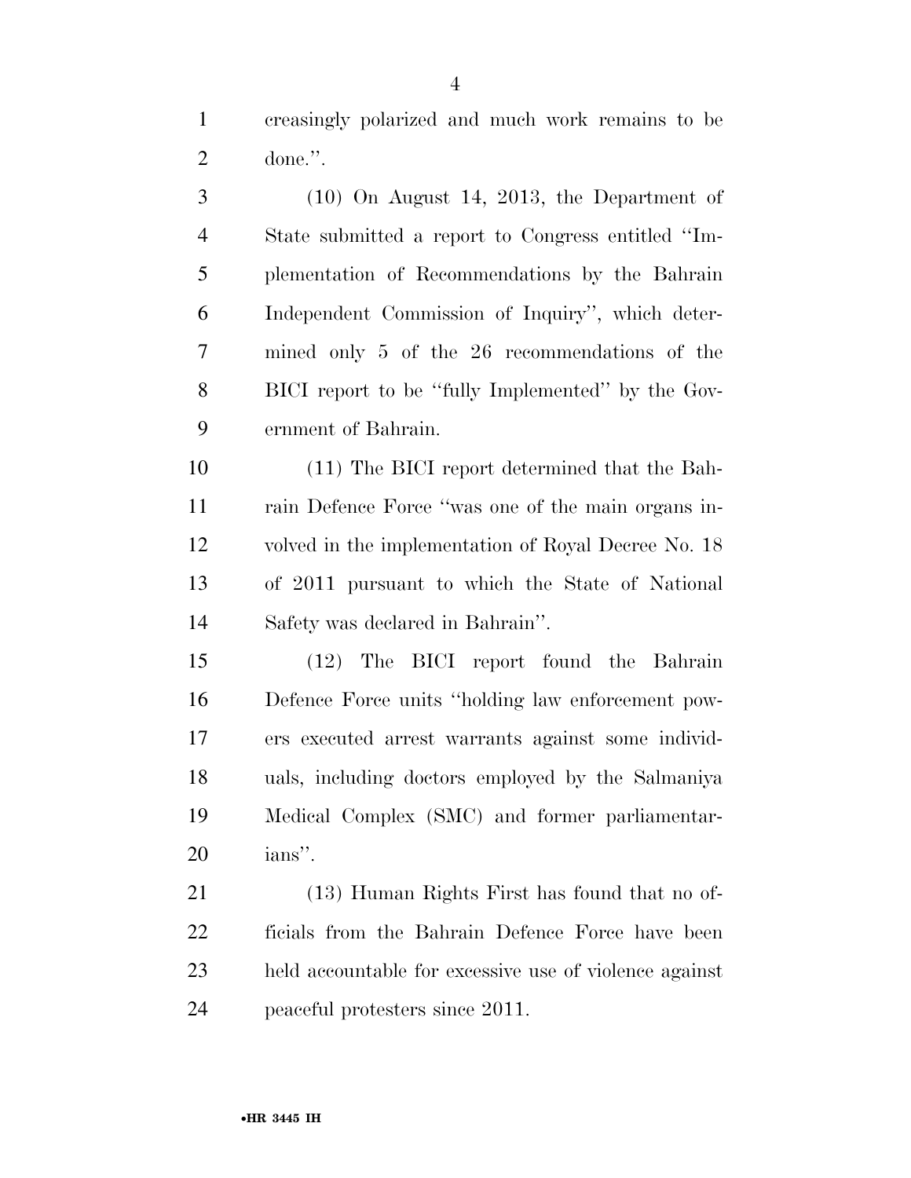creasingly polarized and much work remains to be done.''.

(10) On August 14, 2013, the Department of State submitted a report to Congress entitled ''Implementation of Recommendations by the Bahrain Independent Commission of Inquiry'', which determined only 5 of the 26 recommendations of the BICI report to be ''fully Implemented'' by the Government of Bahrain.

(11) The BICI report determined that the Bahrain Defence Force ''was one of the main organs involved in the implementation of Royal Decree No. 18 of 2011 pursuant to which the State of National Safety was declared in Bahrain''.

(12) The BICI report found the Bahrain Defence Force units ''holding law enforcement powers executed arrest warrants against some individuals, including doctors employed by the Salmaniya Medical Complex (SMC) and former parliamentarians''.

(13) Human Rights First has found that no officials from the Bahrain Defence Force have been held accountable for excessive use of violence against peaceful protesters since 2011.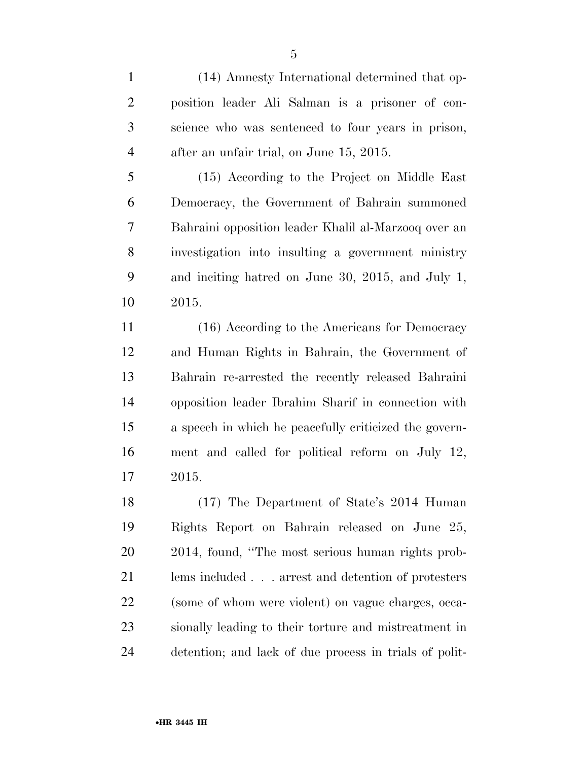(14) Amnesty International determined that opposition leader Ali Salman is a prisoner of conscience who was sentenced to four years in prison, after an unfair trial, on June 15, 2015.

(15) According to the Project on Middle East Democracy, the Government of Bahrain summoned Bahraini opposition leader Khalil al-Marzooq over an investigation into insulting a government ministry and inciting hatred on June 30, 2015, and July 1, 2015.

(16) According to the Americans for Democracy and Human Rights in Bahrain, the Government of Bahrain re-arrested the recently released Bahraini opposition leader Ibrahim Sharif in connection with a speech in which he peacefully criticized the government and called for political reform on July 12, 2015.

(17) The Department of State's 2014 Human Rights Report on Bahrain released on June 25, 2014, found, "The most serious human rights problems included . . . arrest and detention of protesters (some of whom were violent) on vague charges, occasionally leading to their torture and mistreatment in detention; and lack of due process in trials of polit-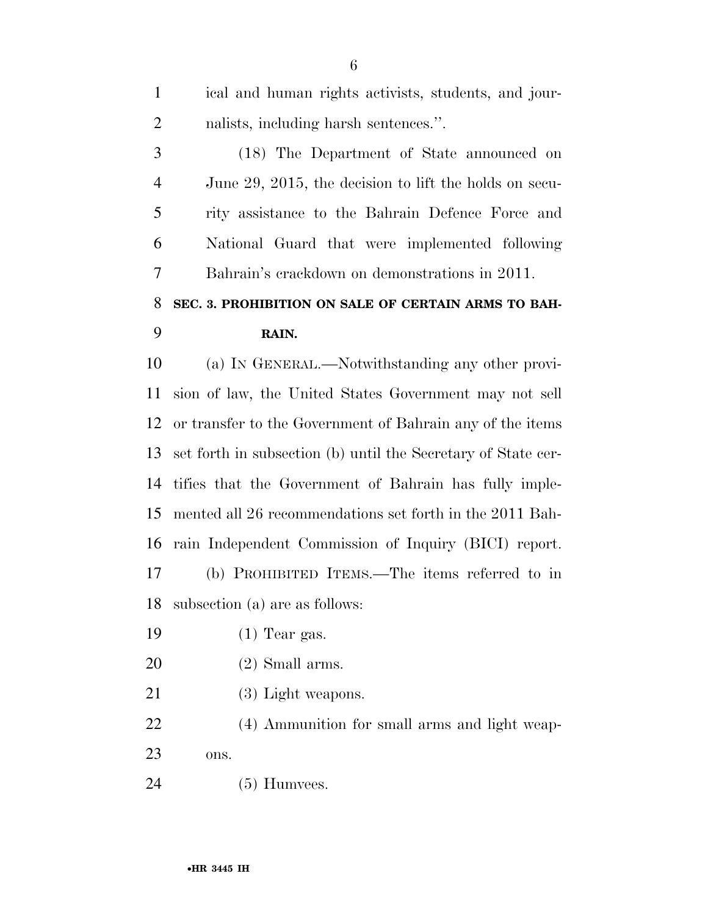ical and human rights activists, students, and journalists, including harsh sentences.''.

(18) The Department of State announced on June 29, 2015, the decision to lift the holds on security assistance to the Bahrain Defence Force and National Guard that were implemented following Bahrain's crackdown on demonstrations in 2011.

## SEC. 3. PROHIBITION ON SALE OF CERTAIN ARMS TO BAHRAIN.

(a) IN GENERAL.—Notwithstanding any other provision of law, the United States Government may not sell or transfer to the Government of Bahrain any of the items set forth in subsection (b) until the Secretary of State certifies that the Government of Bahrain has fully implemented all 26 recommendations set forth in the 2011 Bahrain Independent Commission of Inquiry (BICI) report.

(b) PROHIBITED ITEMS.—The items referred to in subsection (a) are as follows:

(1) Tear gas.

(2) Small arms.

(3) Light weapons.

(4) Ammunition for small arms and light weapons.

(5) Humvees.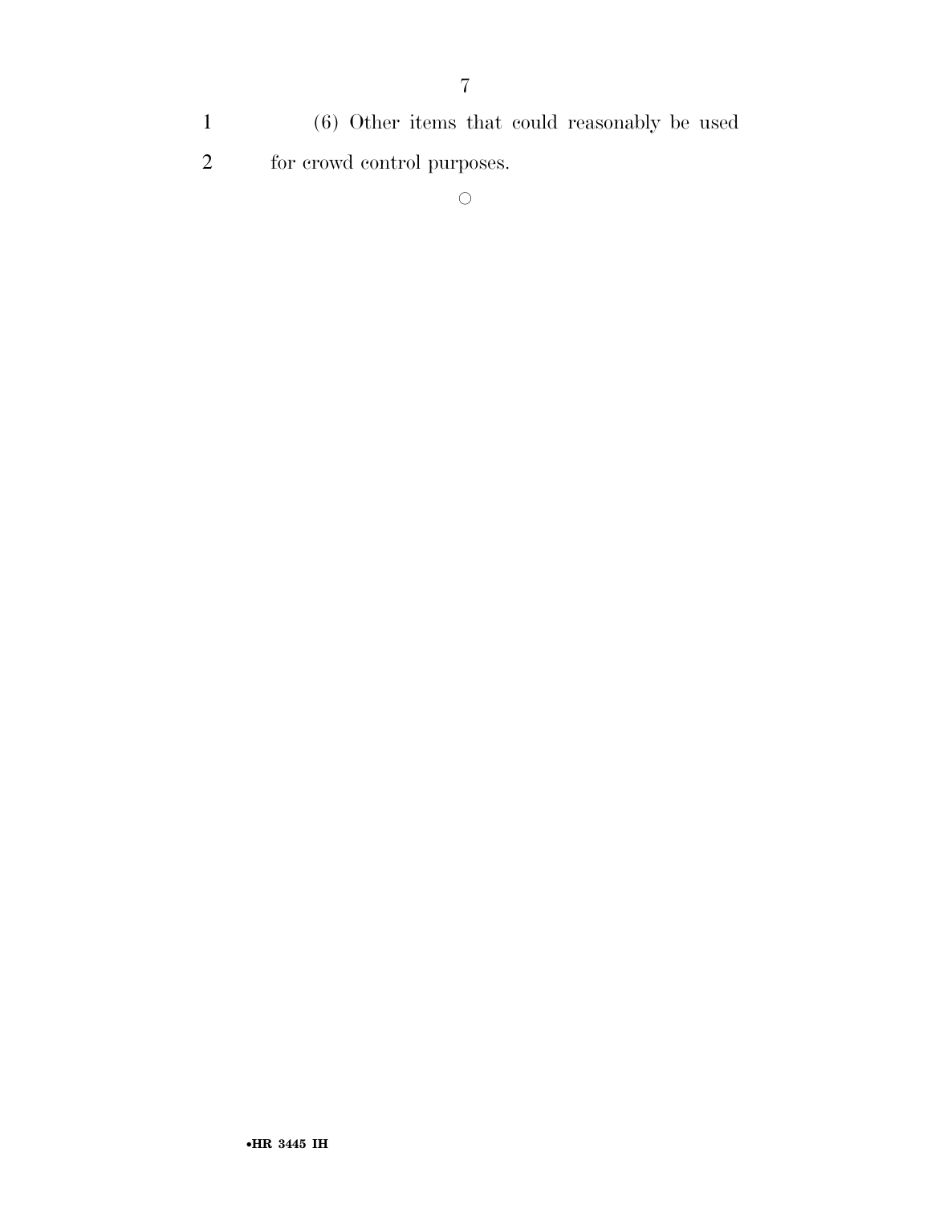(6) Other items that could reasonably be used for crowd control purposes.

○